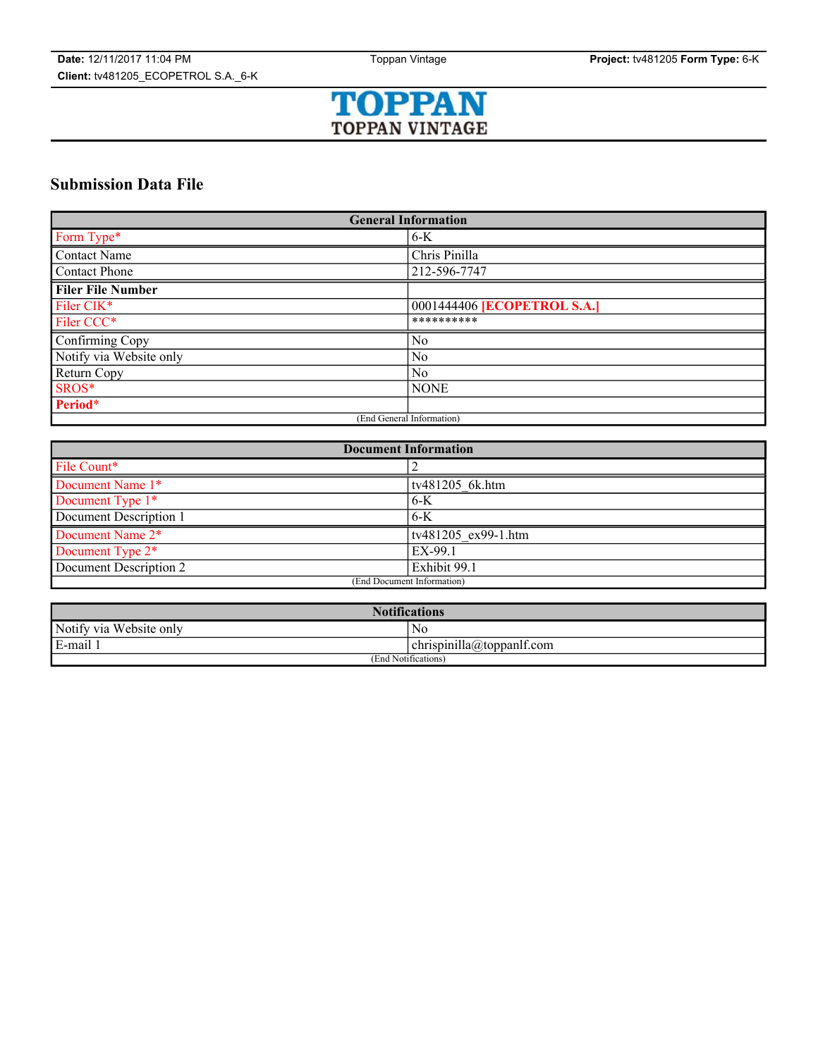## Submission Data File

| General Information | |
|---|---|
| Form Type* | 6-K |
| Contact Name | Chris Pinilla |
| Contact Phone | 212-596-7747 |
| **Filer File Number** | |
| Filer CIK* | 0001444406 **[ECOPETROL S.A.]** |
| Filer CCC* | ********** |
| Confirming Copy | No |
| Notify via Website only | No |
| Return Copy | No |
| SROS* | NONE |
| **Period*** | |
| (End General Information) | |

| Document Information | |
|---|---|
| File Count* | 2 |
| Document Name 1* | tv481205_6k.htm |
| Document Type 1* | 6-K |
| Document Description 1 | 6-K |
| Document Name 2* | tv481205_ex99-1.htm |
| Document Type 2* | EX-99.1 |
| Document Description 2 | Exhibit 99.1 |
| (End Document Information) | |

| Notifications | |
|---|---|
| Notify via Website only | No |
| E-mail 1 | chrispinilla@toppanlf.com |
| (End Notifications) | |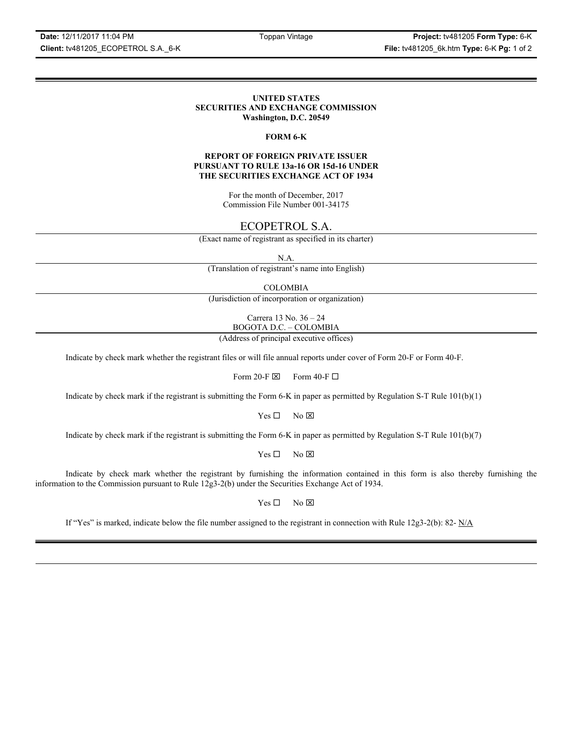# UNITED STATES
# SECURITIES AND EXCHANGE COMMISSION
**Washington, D.C. 20549**

## FORM 6-K

### REPORT OF FOREIGN PRIVATE ISSUER PURSUANT TO RULE 13a-16 OR 15d-16 UNDER THE SECURITIES EXCHANGE ACT OF 1934

For the month of December, 2017
Commission File Number 001-34175

ECOPETROL S.A.

(Exact name of registrant as specified in its charter)

N.A.

(Translation of registrant's name into English)

COLOMBIA

(Jurisdiction of incorporation or organization)

Carrera 13 No. 36 – 24
BOGOTA D.C. – COLOMBIA

(Address of principal executive offices)

Indicate by check mark whether the registrant files or will file annual reports under cover of Form 20-F or Form 40-F.

Form 20-F ☒ Form 40-F ☐

Indicate by check mark if the registrant is submitting the Form 6-K in paper as permitted by Regulation S-T Rule 101(b)(1)

Yes ☐ No ☒

Indicate by check mark if the registrant is submitting the Form 6-K in paper as permitted by Regulation S-T Rule 101(b)(7)

Yes ☐ No ☒

Indicate by check mark whether the registrant by furnishing the information contained in this form is also thereby furnishing the information to the Commission pursuant to Rule 12g3-2(b) under the Securities Exchange Act of 1934.

Yes ☐ No ☒

If "Yes" is marked, indicate below the file number assigned to the registrant in connection with Rule 12g3-2(b): 82- N/A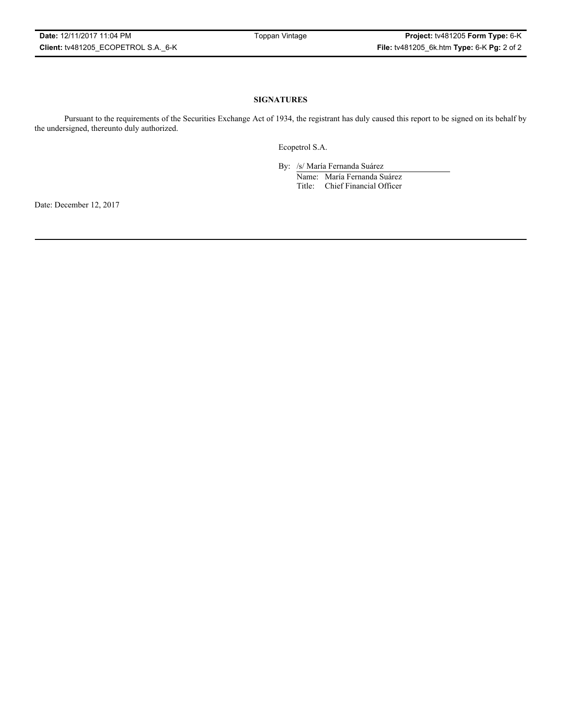## SIGNATURES

Pursuant to the requirements of the Securities Exchange Act of 1934, the registrant has duly caused this report to be signed on its behalf by the undersigned, thereunto duly authorized.

Ecopetrol S.A.

By: /s/ María Fernanda Suárez
Name: María Fernanda Suárez
Title: Chief Financial Officer

Date: December 12, 2017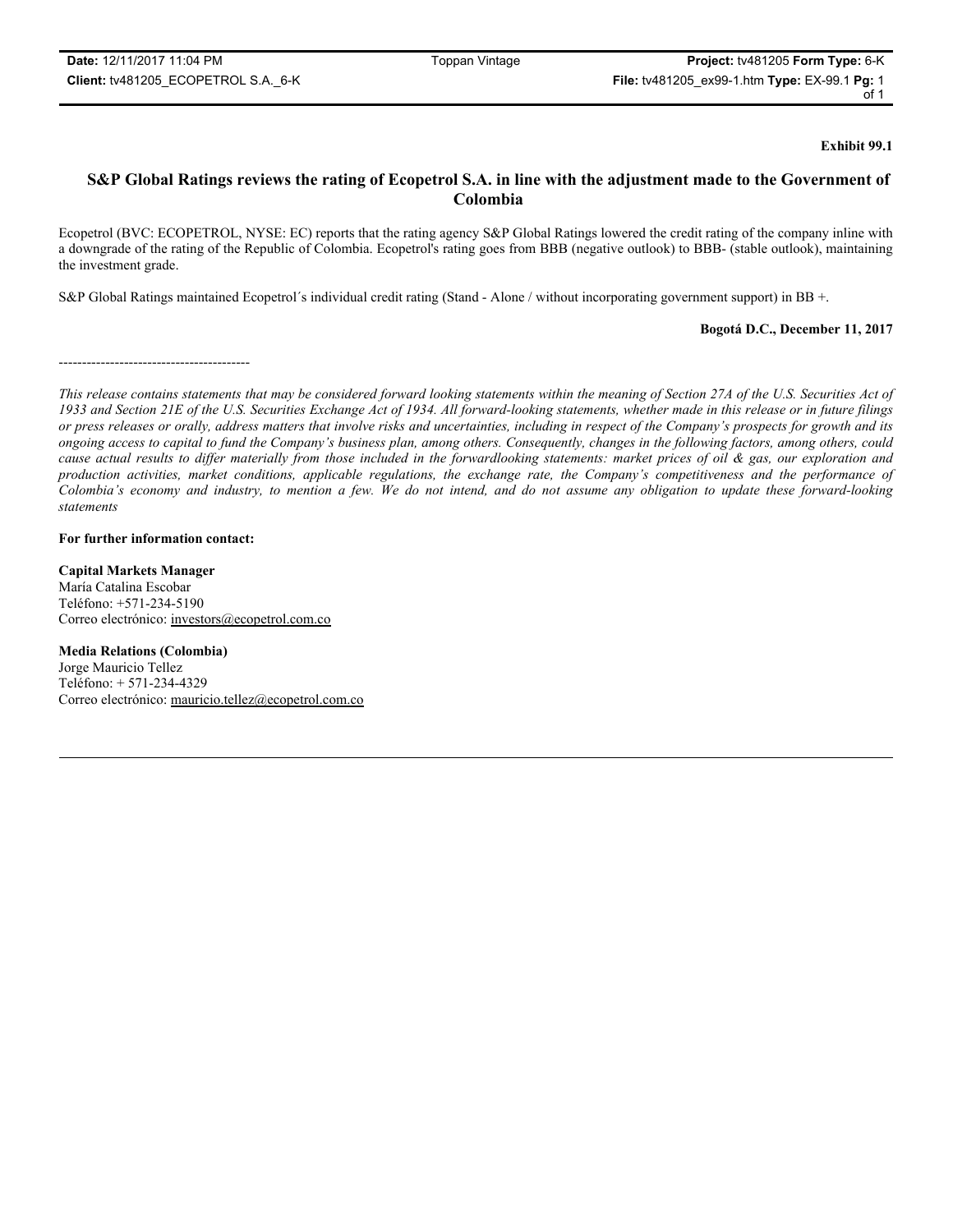**Exhibit 99.1**

# S&P Global Ratings reviews the rating of Ecopetrol S.A. in line with the adjustment made to the Government of Colombia

Ecopetrol (BVC: ECOPETROL, NYSE: EC) reports that the rating agency S&P Global Ratings lowered the credit rating of the company inline with a downgrade of the rating of the Republic of Colombia. Ecopetrol's rating goes from BBB (negative outlook) to BBB- (stable outlook), maintaining the investment grade.

S&P Global Ratings maintained Ecopetrol´s individual credit rating (Stand - Alone / without incorporating government support) in BB +.

**Bogotá D.C., December 11, 2017**

-----------------------------------------

*This release contains statements that may be considered forward looking statements within the meaning of Section 27A of the U.S. Securities Act of 1933 and Section 21E of the U.S. Securities Exchange Act of 1934. All forward-looking statements, whether made in this release or in future filings or press releases or orally, address matters that involve risks and uncertainties, including in respect of the Company's prospects for growth and its ongoing access to capital to fund the Company's business plan, among others. Consequently, changes in the following factors, among others, could cause actual results to differ materially from those included in the forwardlooking statements: market prices of oil & gas, our exploration and production activities, market conditions, applicable regulations, the exchange rate, the Company's competitiveness and the performance of Colombia's economy and industry, to mention a few. We do not intend, and do not assume any obligation to update these forward-looking statements*

**For further information contact:**

**Capital Markets Manager**
María Catalina Escobar
Teléfono: +571-234-5190
Correo electrónico: investors@ecopetrol.com.co

**Media Relations (Colombia)**
Jorge Mauricio Tellez
Teléfono: + 571-234-4329
Correo electrónico: mauricio.tellez@ecopetrol.com.co